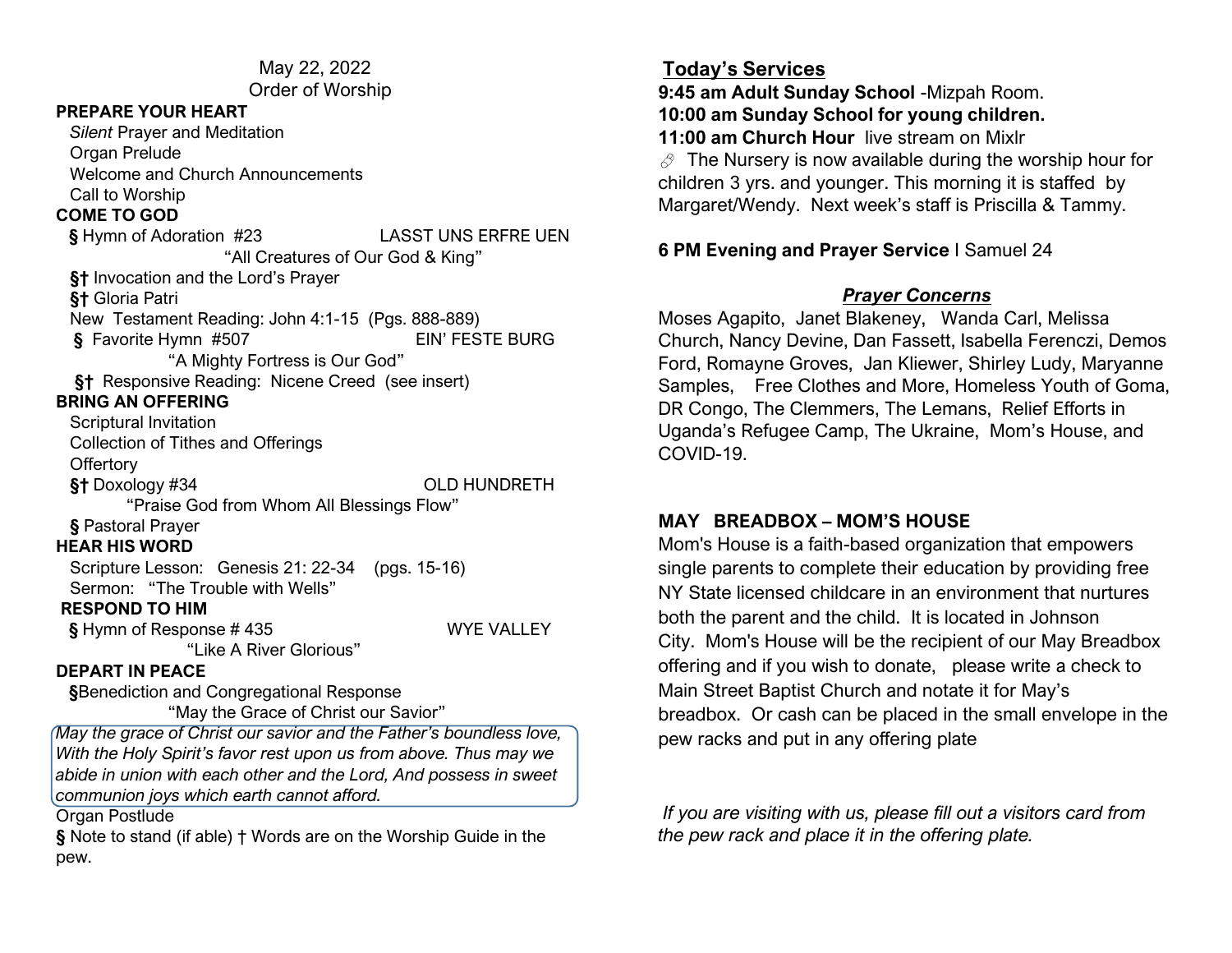May 22, 2022
Order of Worship

**PREPARE YOUR HEART**

*Silent* Prayer and Meditation
Organ Prelude
Welcome and Church Announcements
Call to Worship

**COME TO GOD**

**§** Hymn of Adoration #23 LASST UNS ERFRE UEN
"All Creatures of Our God & King"
**§†** Invocation and the Lord's Prayer
**§†** Gloria Patri
New Testament Reading: John 4:1-15 (Pgs. 888-889)
**§** Favorite Hymn #507 EIN' FESTE BURG
"A Mighty Fortress is Our God"
**§†** Responsive Reading: Nicene Creed (see insert)

**BRING AN OFFERING**

Scriptural Invitation
Collection of Tithes and Offerings
Offertory
**§†** Doxology #34 OLD HUNDRETH
"Praise God from Whom All Blessings Flow"
**§** Pastoral Prayer

**HEAR HIS WORD**

Scripture Lesson: Genesis 21: 22-34 (pgs. 15-16)
Sermon: "The Trouble with Wells"

**RESPOND TO HIM**

**§** Hymn of Response # 435 WYE VALLEY
"Like A River Glorious"

**DEPART IN PEACE**

**§**Benediction and Congregational Response
"May the Grace of Christ our Savior"

*May the grace of Christ our savior and the Father's boundless love, With the Holy Spirit's favor rest upon us from above. Thus may we abide in union with each other and the Lord, And possess in sweet communion joys which earth cannot afford.*

Organ Postlude

**§** Note to stand (if able) † Words are on the Worship Guide in the pew.

## Today's Services

**9:45 am Adult Sunday School** -Mizpah Room.
**10:00 am Sunday School for young children.**
**11:00 am Church Hour** live stream on Mixlr

The Nursery is now available during the worship hour for children 3 yrs. and younger. This morning it is staffed by Margaret/Wendy. Next week's staff is Priscilla & Tammy.

**6 PM Evening and Prayer Service** I Samuel 24

### *Prayer Concerns*

Moses Agapito, Janet Blakeney, Wanda Carl, Melissa Church, Nancy Devine, Dan Fassett, Isabella Ferenczi, Demos Ford, Romayne Groves, Jan Kliewer, Shirley Ludy, Maryanne Samples, Free Clothes and More, Homeless Youth of Goma, DR Congo, The Clemmers, The Lemans, Relief Efforts in Uganda's Refugee Camp, The Ukraine, Mom's House, and COVID-19.

### MAY BREADBOX – MOM'S HOUSE

Mom's House is a faith-based organization that empowers single parents to complete their education by providing free NY State licensed childcare in an environment that nurtures both the parent and the child. It is located in Johnson City. Mom's House will be the recipient of our May Breadbox offering and if you wish to donate, please write a check to Main Street Baptist Church and notate it for May's breadbox. Or cash can be placed in the small envelope in the pew racks and put in any offering plate

*If you are visiting with us, please fill out a visitors card from the pew rack and place it in the offering plate.*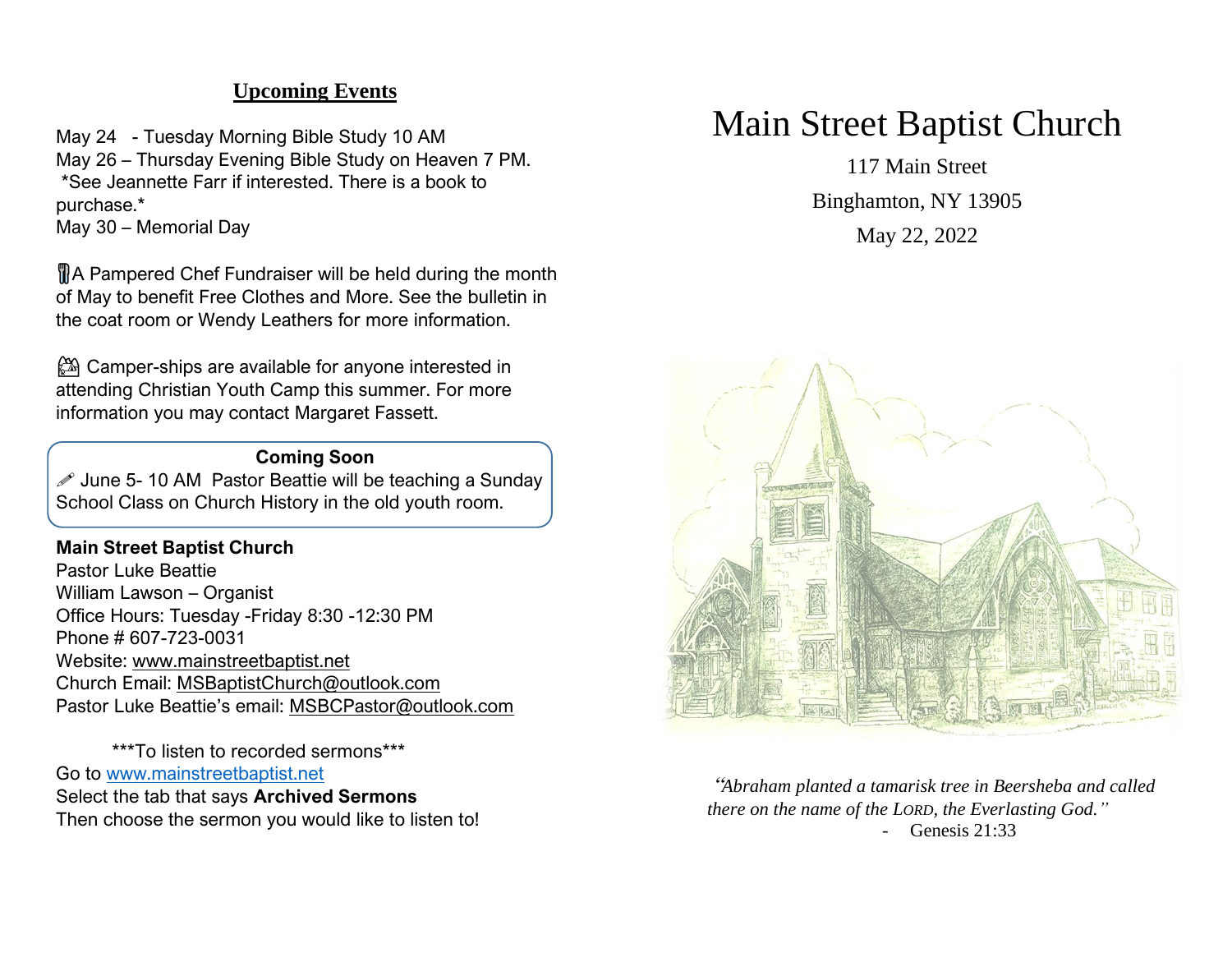## Upcoming Events

May 24 - Tuesday Morning Bible Study 10 AM
May 26 – Thursday Evening Bible Study on Heaven 7 PM.
*See Jeannette Farr if interested. There is a book to purchase.*
May 30 – Memorial Day

A Pampered Chef Fundraiser will be held during the month of May to benefit Free Clothes and More. See the bulletin in the coat room or Wendy Leathers for more information.

Camper-ships are available for anyone interested in attending Christian Youth Camp this summer. For more information you may contact Margaret Fassett.

**Coming Soon**

June 5- 10 AM Pastor Beattie will be teaching a Sunday School Class on Church History in the old youth room.

**Main Street Baptist Church**
Pastor Luke Beattie
William Lawson – Organist
Office Hours: Tuesday -Friday 8:30 -12:30 PM
Phone # 607-723-0031
Website: www.mainstreetbaptist.net
Church Email: MSBaptistChurch@outlook.com
Pastor Luke Beattie's email: MSBCPastor@outlook.com

***To listen to recorded sermons***
Go to www.mainstreetbaptist.net
Select the tab that says **Archived Sermons**
Then choose the sermon you would like to listen to!

# Main Street Baptist Church

117 Main Street
Binghamton, NY 13905
May 22, 2022

*"Abraham planted a tamarisk tree in Beersheba and called there on the name of the LORD, the Everlasting God."*
- Genesis 21:33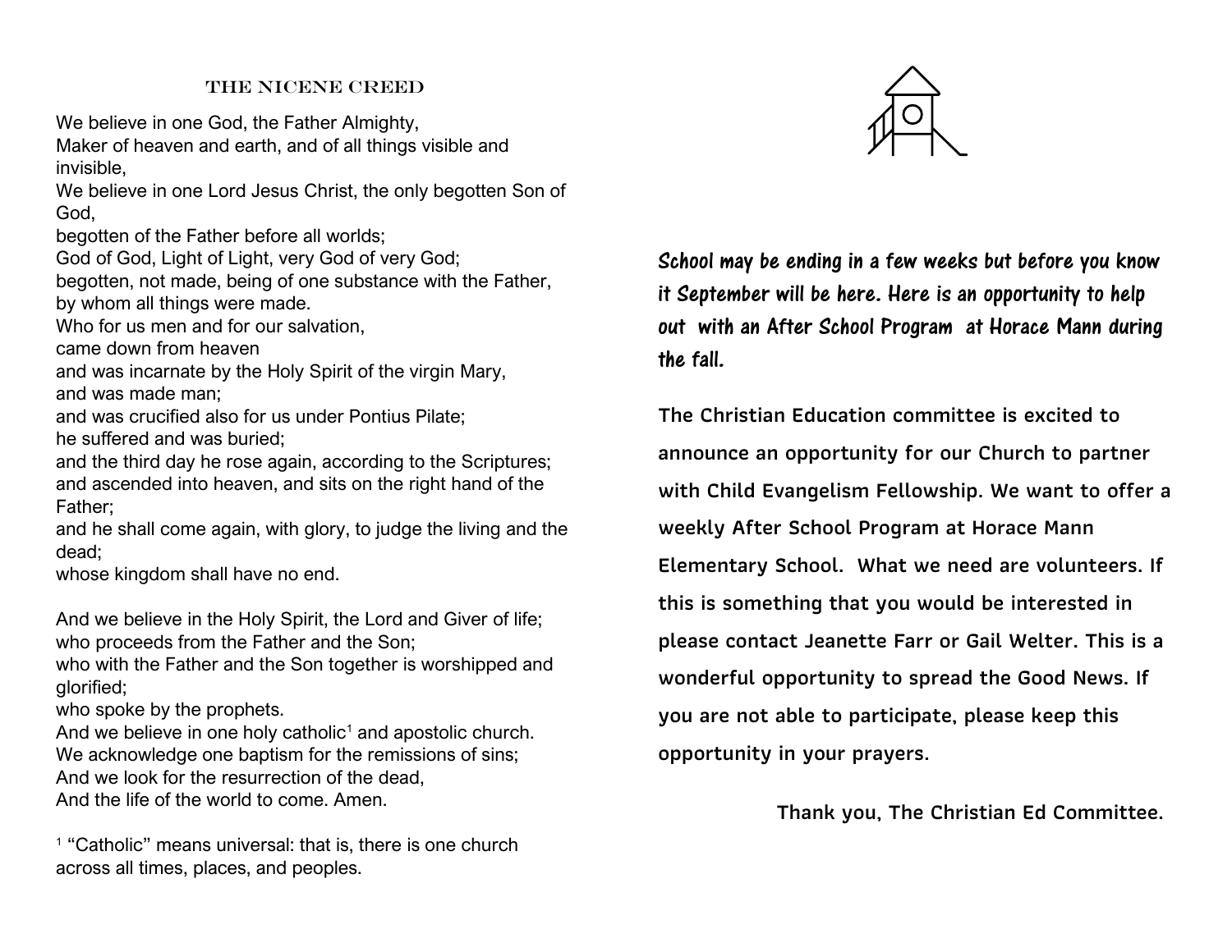## THE NICENE CREED

We believe in one God, the Father Almighty,
Maker of heaven and earth, and of all things visible and invisible,
We believe in one Lord Jesus Christ, the only begotten Son of God,
begotten of the Father before all worlds;
God of God, Light of Light, very God of very God;
begotten, not made, being of one substance with the Father,
by whom all things were made.
Who for us men and for our salvation,
came down from heaven
and was incarnate by the Holy Spirit of the virgin Mary,
and was made man;
and was crucified also for us under Pontius Pilate;
he suffered and was buried;
and the third day he rose again, according to the Scriptures;
and ascended into heaven, and sits on the right hand of the Father;
and he shall come again, with glory, to judge the living and the dead;
whose kingdom shall have no end.

And we believe in the Holy Spirit, the Lord and Giver of life;
who proceeds from the Father and the Son;
who with the Father and the Son together is worshipped and glorified;
who spoke by the prophets.
And we believe in one holy catholic[1] and apostolic church.
We acknowledge one baptism for the remissions of sins;
And we look for the resurrection of the dead,
And the life of the world to come. Amen.

[1] "Catholic" means universal: that is, there is one church across all times, places, and peoples.

**School may be ending in a few weeks but before you know it September will be here. Here is an opportunity to help out with an After School Program at Horace Mann during the fall.**

The Christian Education committee is excited to announce an opportunity for our Church to partner with Child Evangelism Fellowship. We want to offer a weekly After School Program at Horace Mann Elementary School. What we need are volunteers. If this is something that you would be interested in please contact Jeanette Farr or Gail Welter. This is a wonderful opportunity to spread the Good News. If you are not able to participate, please keep this opportunity in your prayers.

Thank you, The Christian Ed Committee.